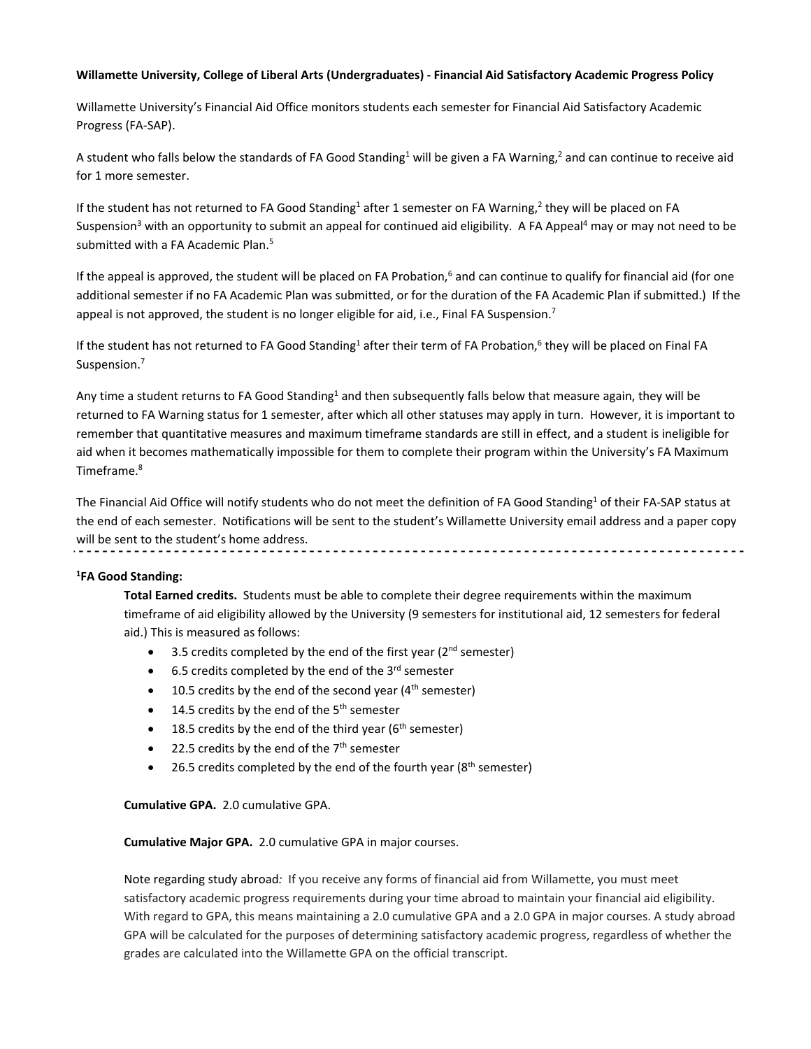**Willamette University, College of Liberal Arts (Undergraduates) - Financial Aid Satisfactory Academic Progress Policy**

Willamette University's Financial Aid Office monitors students each semester for Financial Aid Satisfactory Academic Progress (FA-SAP).

A student who falls below the standards of FA Good Standing[1] will be given a FA Warning,[2] and can continue to receive aid for 1 more semester.

If the student has not returned to FA Good Standing[1] after 1 semester on FA Warning,[2] they will be placed on FA Suspension[3] with an opportunity to submit an appeal for continued aid eligibility. A FA Appeal[4] may or may not need to be submitted with a FA Academic Plan.[5]

If the appeal is approved, the student will be placed on FA Probation,[6] and can continue to qualify for financial aid (for one additional semester if no FA Academic Plan was submitted, or for the duration of the FA Academic Plan if submitted.) If the appeal is not approved, the student is no longer eligible for aid, i.e., Final FA Suspension.[7]

If the student has not returned to FA Good Standing[1] after their term of FA Probation,[6] they will be placed on Final FA Suspension.[7]

Any time a student returns to FA Good Standing[1] and then subsequently falls below that measure again, they will be returned to FA Warning status for 1 semester, after which all other statuses may apply in turn. However, it is important to remember that quantitative measures and maximum timeframe standards are still in effect, and a student is ineligible for aid when it becomes mathematically impossible for them to complete their program within the University's FA Maximum Timeframe.[8]

The Financial Aid Office will notify students who do not meet the definition of FA Good Standing[1] of their FA-SAP status at the end of each semester. Notifications will be sent to the student's Willamette University email address and a paper copy will be sent to the student's home address.

---

**[1]FA Good Standing:**

**Total Earned credits.** Students must be able to complete their degree requirements within the maximum timeframe of aid eligibility allowed by the University (9 semesters for institutional aid, 12 semesters for federal aid.) This is measured as follows:

- 3.5 credits completed by the end of the first year (2nd semester)
- 6.5 credits completed by the end of the 3rd semester
- 10.5 credits by the end of the second year (4th semester)
- 14.5 credits by the end of the 5th semester
- 18.5 credits by the end of the third year (6th semester)
- 22.5 credits by the end of the 7th semester
- 26.5 credits completed by the end of the fourth year (8th semester)

**Cumulative GPA.** 2.0 cumulative GPA.

**Cumulative Major GPA.** 2.0 cumulative GPA in major courses.

Note regarding study abroad*:* If you receive any forms of financial aid from Willamette, you must meet satisfactory academic progress requirements during your time abroad to maintain your financial aid eligibility. With regard to GPA, this means maintaining a 2.0 cumulative GPA and a 2.0 GPA in major courses. A study abroad GPA will be calculated for the purposes of determining satisfactory academic progress, regardless of whether the grades are calculated into the Willamette GPA on the official transcript.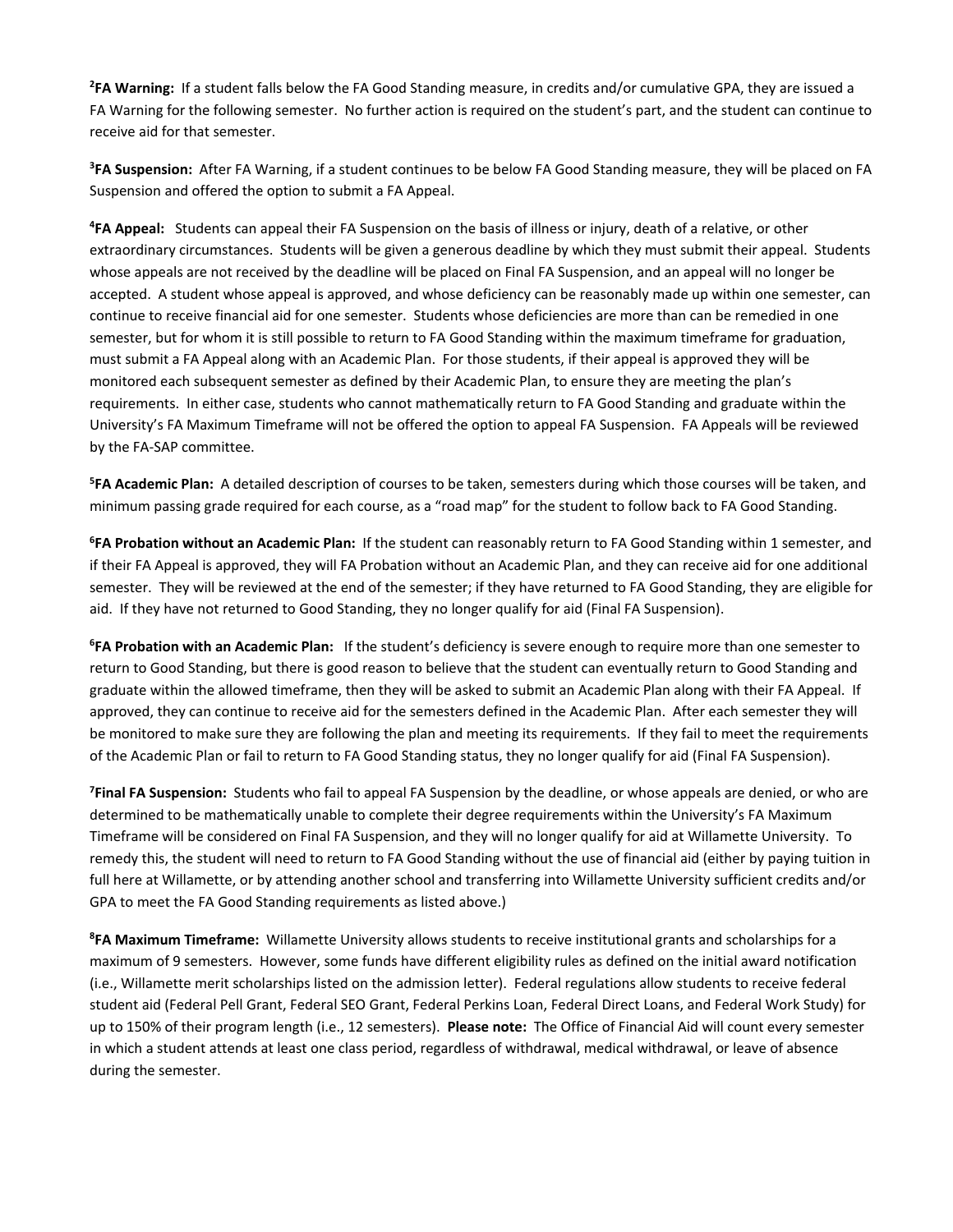[2]**FA Warning:** If a student falls below the FA Good Standing measure, in credits and/or cumulative GPA, they are issued a FA Warning for the following semester. No further action is required on the student's part, and the student can continue to receive aid for that semester.

[3]**FA Suspension:** After FA Warning, if a student continues to be below FA Good Standing measure, they will be placed on FA Suspension and offered the option to submit a FA Appeal.

[4]**FA Appeal:** Students can appeal their FA Suspension on the basis of illness or injury, death of a relative, or other extraordinary circumstances. Students will be given a generous deadline by which they must submit their appeal. Students whose appeals are not received by the deadline will be placed on Final FA Suspension, and an appeal will no longer be accepted. A student whose appeal is approved, and whose deficiency can be reasonably made up within one semester, can continue to receive financial aid for one semester. Students whose deficiencies are more than can be remedied in one semester, but for whom it is still possible to return to FA Good Standing within the maximum timeframe for graduation, must submit a FA Appeal along with an Academic Plan. For those students, if their appeal is approved they will be monitored each subsequent semester as defined by their Academic Plan, to ensure they are meeting the plan's requirements. In either case, students who cannot mathematically return to FA Good Standing and graduate within the University's FA Maximum Timeframe will not be offered the option to appeal FA Suspension. FA Appeals will be reviewed by the FA-SAP committee.

[5]**FA Academic Plan:** A detailed description of courses to be taken, semesters during which those courses will be taken, and minimum passing grade required for each course, as a "road map" for the student to follow back to FA Good Standing.

[6]**FA Probation without an Academic Plan:** If the student can reasonably return to FA Good Standing within 1 semester, and if their FA Appeal is approved, they will FA Probation without an Academic Plan, and they can receive aid for one additional semester. They will be reviewed at the end of the semester; if they have returned to FA Good Standing, they are eligible for aid. If they have not returned to Good Standing, they no longer qualify for aid (Final FA Suspension).

[6]**FA Probation with an Academic Plan:** If the student's deficiency is severe enough to require more than one semester to return to Good Standing, but there is good reason to believe that the student can eventually return to Good Standing and graduate within the allowed timeframe, then they will be asked to submit an Academic Plan along with their FA Appeal. If approved, they can continue to receive aid for the semesters defined in the Academic Plan. After each semester they will be monitored to make sure they are following the plan and meeting its requirements. If they fail to meet the requirements of the Academic Plan or fail to return to FA Good Standing status, they no longer qualify for aid (Final FA Suspension).

[7]**Final FA Suspension:** Students who fail to appeal FA Suspension by the deadline, or whose appeals are denied, or who are determined to be mathematically unable to complete their degree requirements within the University's FA Maximum Timeframe will be considered on Final FA Suspension, and they will no longer qualify for aid at Willamette University. To remedy this, the student will need to return to FA Good Standing without the use of financial aid (either by paying tuition in full here at Willamette, or by attending another school and transferring into Willamette University sufficient credits and/or GPA to meet the FA Good Standing requirements as listed above.)

[8]**FA Maximum Timeframe:** Willamette University allows students to receive institutional grants and scholarships for a maximum of 9 semesters. However, some funds have different eligibility rules as defined on the initial award notification (i.e., Willamette merit scholarships listed on the admission letter). Federal regulations allow students to receive federal student aid (Federal Pell Grant, Federal SEO Grant, Federal Perkins Loan, Federal Direct Loans, and Federal Work Study) for up to 150% of their program length (i.e., 12 semesters). **Please note:** The Office of Financial Aid will count every semester in which a student attends at least one class period, regardless of withdrawal, medical withdrawal, or leave of absence during the semester.